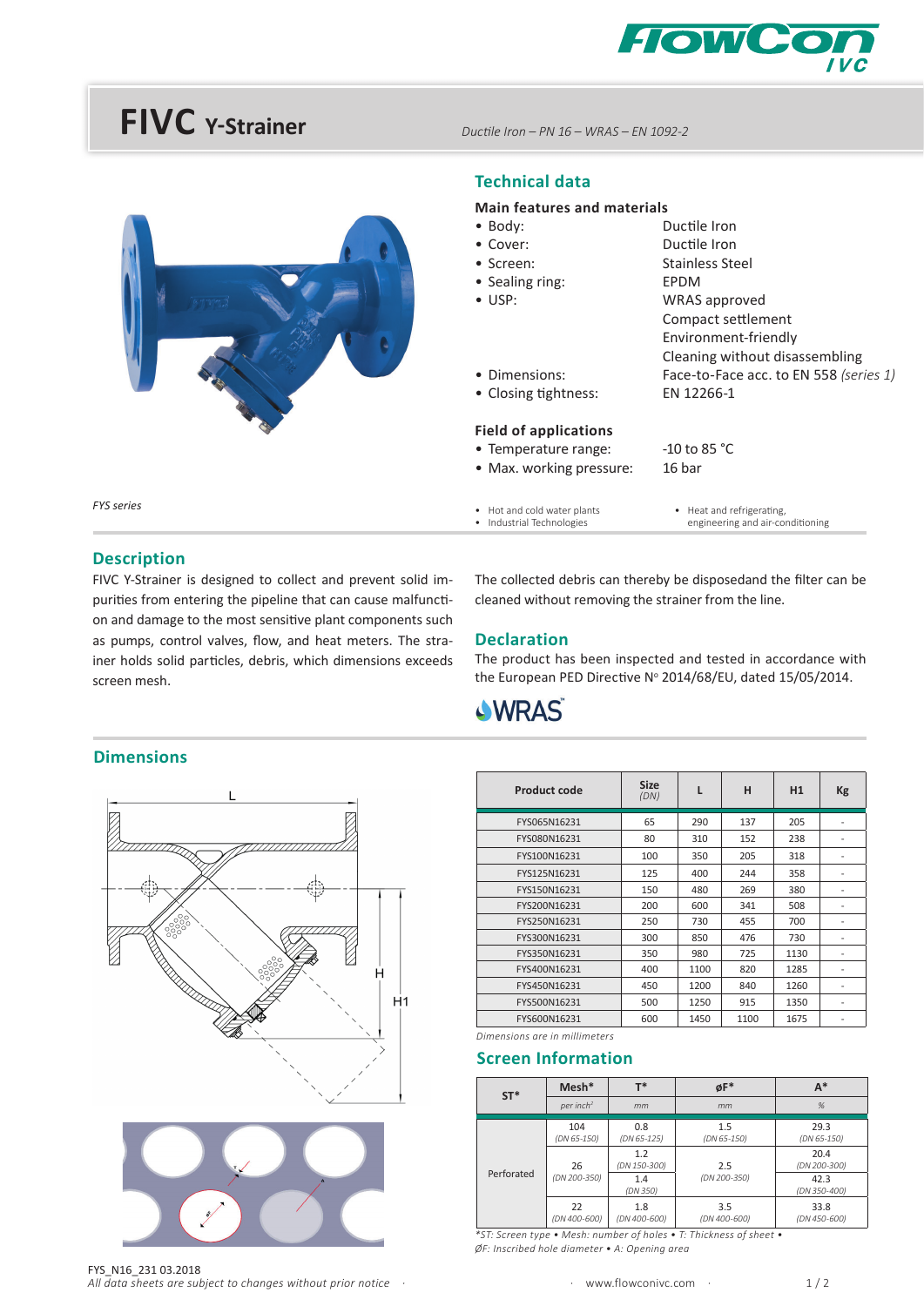# FIVC Y-Strainer

*Ductile Iron – PN 16 – WRAS – EN 1092-2*

*FYS series*

## Technical data

### Main features and materials

- Body: Ductile Iron
- Cover: Ductile Iron
- Screen: Stainless Steel
- Sealing ring: EPDM
- USP: WRAS approved
  Compact settlement
  Environment-friendly
  Cleaning without disassembling
- Dimensions: Face-to-Face acc. to EN 558 *(series 1)*
- Closing tightness: EN 12266-1

### Field of applications

- Temperature range: -10 to 85 °C
- Max. working pressure: 16 bar

- Hot and cold water plants
- Industrial Technologies
- Heat and refrigerating, engineering and air-conditioning

## Description

FIVC Y-Strainer is designed to collect and prevent solid impurities from entering the pipeline that can cause malfunction and damage to the most sensitive plant components such as pumps, control valves, flow, and heat meters. The strainer holds solid particles, debris, which dimensions exceeds screen mesh.

The collected debris can thereby be disposedand the filter can be cleaned without removing the strainer from the line.

## Declaration

The product has been inspected and tested in accordance with the European PED Directive N° 2014/68/EU, dated 15/05/2014.

WRAS

## Dimensions

| Product code | Size *(DN)* | L | H | H1 | Kg |
|---|---|---|---|---|---|
| FYS065N16231 | 65 | 290 | 137 | 205 | - |
| FYS080N16231 | 80 | 310 | 152 | 238 | - |
| FYS100N16231 | 100 | 350 | 205 | 318 | - |
| FYS125N16231 | 125 | 400 | 244 | 358 | - |
| FYS150N16231 | 150 | 480 | 269 | 380 | - |
| FYS200N16231 | 200 | 600 | 341 | 508 | - |
| FYS250N16231 | 250 | 730 | 455 | 700 | - |
| FYS300N16231 | 300 | 850 | 476 | 730 | - |
| FYS350N16231 | 350 | 980 | 725 | 1130 | - |
| FYS400N16231 | 400 | 1100 | 820 | 1285 | - |
| FYS450N16231 | 450 | 1200 | 840 | 1260 | - |
| FYS500N16231 | 500 | 1250 | 915 | 1350 | - |
| FYS600N16231 | 600 | 1450 | 1100 | 1675 | - |

*Dimensions are in millimeters*

## Screen Information

| ST* | Mesh* | T* | øF* | A* |
|---|---|---|---|---|
| | *per inch²* | *mm* | *mm* | *%* |
| Perforated | 104 *(DN 65-150)* | 0.8 *(DN 65-125)* | 1.5 *(DN 65-150)* | 29.3 *(DN 65-150)* |
| | 26 *(DN 200-350)* | 1.2 *(DN 150-300)* | 2.5 *(DN 200-350)* | 20.4 *(DN 200-300)* |
| | | 1.4 *(DN 350)* | | 42.3 *(DN 350-400)* |
| | 22 *(DN 400-600)* | 1.8 *(DN 400-600)* | 3.5 *(DN 400-600)* | 33.8 *(DN 450-600)* |

*\*ST: Screen type • Mesh: number of holes • T: Thickness of sheet • ØF: Inscribed hole diameter • A: Opening area*

FYS_N16_231 03.2018
*All data sheets are subject to changes without prior notice*
www.flowconivc.com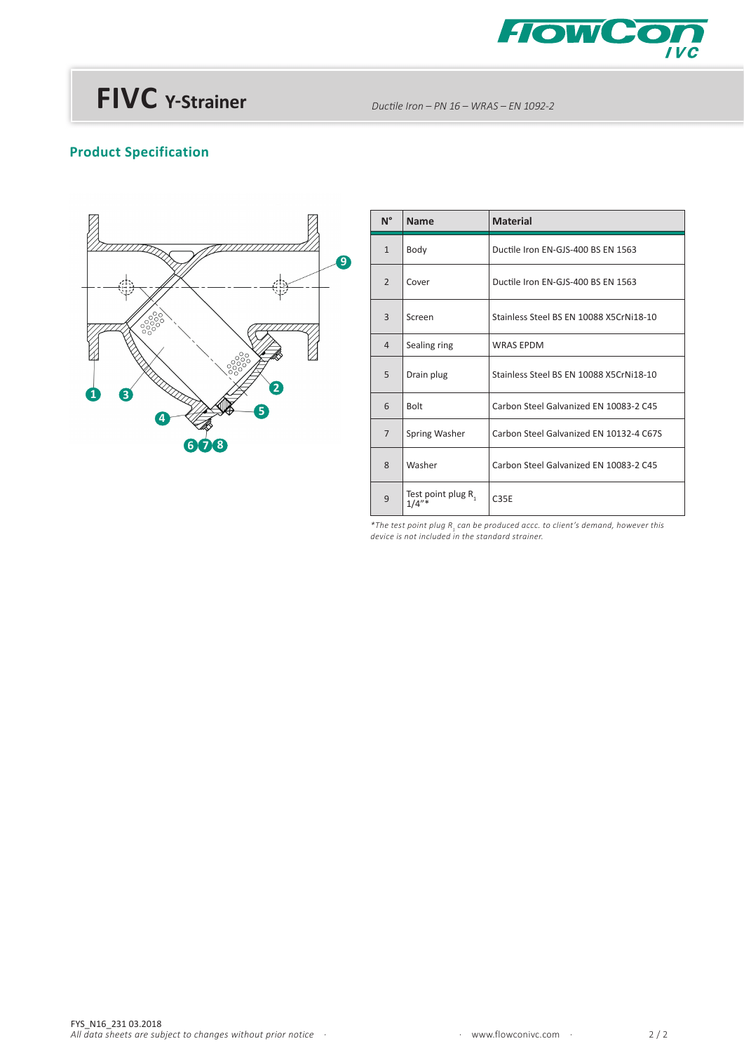# FIVC Y-Strainer

*Ductile Iron – PN 16 – WRAS – EN 1092-2*

## Product Specification

1
3
4
6 7 8
5
2
9

| N° | Name | Material |
|---|---|---|
| 1 | Body | Ductile Iron EN-GJS-400 BS EN 1563 |
| 2 | Cover | Ductile Iron EN-GJS-400 BS EN 1563 |
| 3 | Screen | Stainless Steel BS EN 10088 X5CrNi18-10 |
| 4 | Sealing ring | WRAS EPDM |
| 5 | Drain plug | Stainless Steel BS EN 10088 X5CrNi18-10 |
| 6 | Bolt | Carbon Steel Galvanized EN 10083-2 C45 |
| 7 | Spring Washer | Carbon Steel Galvanized EN 10132-4 C67S |
| 8 | Washer | Carbon Steel Galvanized EN 10083-2 C45 |
| 9 | Test point plug $R_1$ 1/4"* | C35E |

*\*The test point plug $R_1$ can be produced accc. to client's demand, however this device is not included in the standard strainer.*

FYS_N16_231 03.2018

*All data sheets are subject to changes without prior notice*

www.flowconivc.com